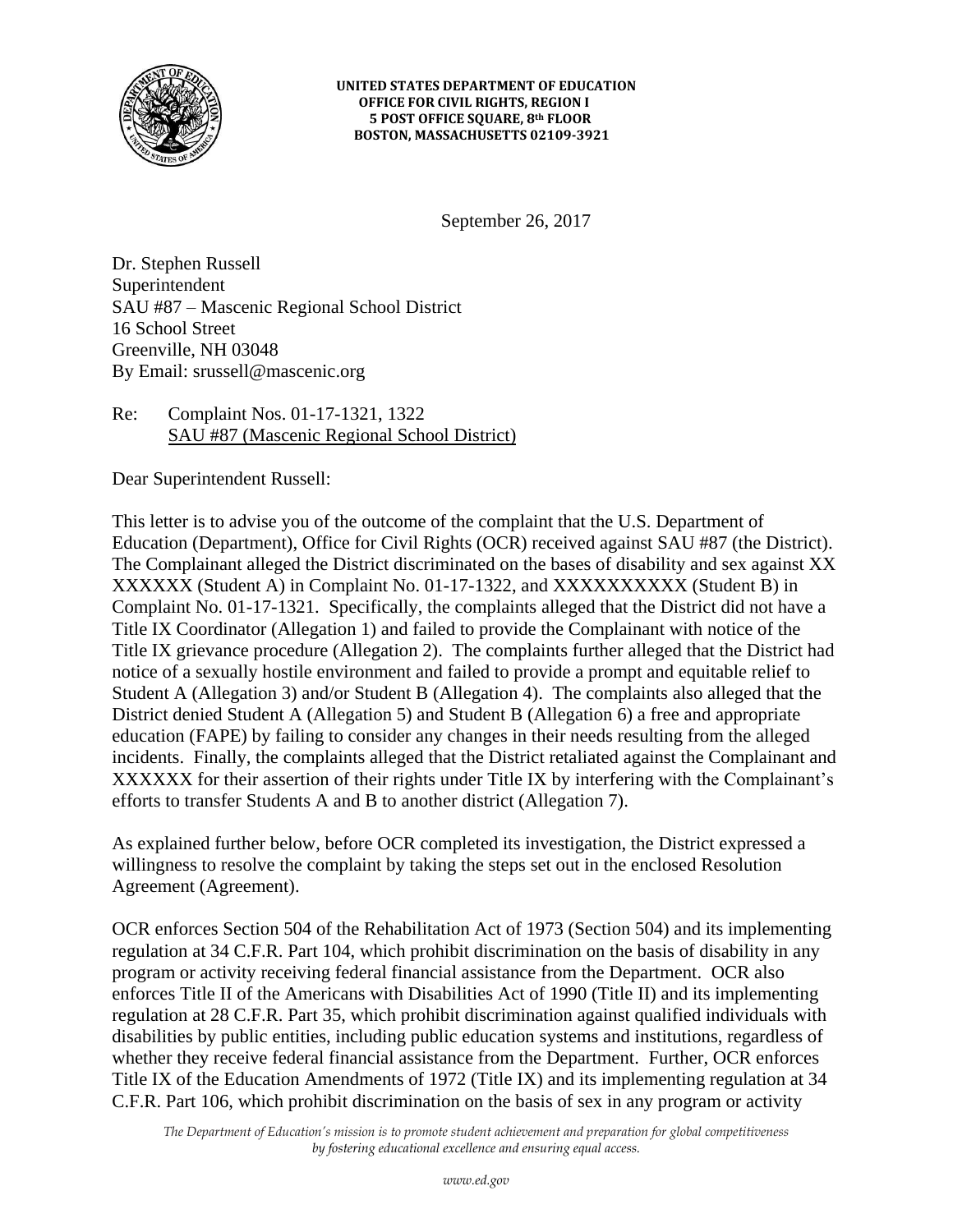**UNITED STATES DEPARTMENT OF EDUCATION**
**OFFICE FOR CIVIL RIGHTS, REGION I**
**5 POST OFFICE SQUARE, 8th FLOOR**
**BOSTON, MASSACHUSETTS 02109-3921**

September 26, 2017

Dr. Stephen Russell
Superintendent
SAU #87 – Mascenic Regional School District
16 School Street
Greenville, NH 03048
By Email: srussell@mascenic.org

Re: Complaint Nos. 01-17-1321, 1322
SAU #87 (Mascenic Regional School District)

Dear Superintendent Russell:

This letter is to advise you of the outcome of the complaint that the U.S. Department of Education (Department), Office for Civil Rights (OCR) received against SAU #87 (the District). The Complainant alleged the District discriminated on the bases of disability and sex against XX XXXXXX (Student A) in Complaint No. 01-17-1322, and XXXXXXXXXX (Student B) in Complaint No. 01-17-1321. Specifically, the complaints alleged that the District did not have a Title IX Coordinator (Allegation 1) and failed to provide the Complainant with notice of the Title IX grievance procedure (Allegation 2). The complaints further alleged that the District had notice of a sexually hostile environment and failed to provide a prompt and equitable relief to Student A (Allegation 3) and/or Student B (Allegation 4). The complaints also alleged that the District denied Student A (Allegation 5) and Student B (Allegation 6) a free and appropriate education (FAPE) by failing to consider any changes in their needs resulting from the alleged incidents. Finally, the complaints alleged that the District retaliated against the Complainant and XXXXXX for their assertion of their rights under Title IX by interfering with the Complainant's efforts to transfer Students A and B to another district (Allegation 7).

As explained further below, before OCR completed its investigation, the District expressed a willingness to resolve the complaint by taking the steps set out in the enclosed Resolution Agreement (Agreement).

OCR enforces Section 504 of the Rehabilitation Act of 1973 (Section 504) and its implementing regulation at 34 C.F.R. Part 104, which prohibit discrimination on the basis of disability in any program or activity receiving federal financial assistance from the Department. OCR also enforces Title II of the Americans with Disabilities Act of 1990 (Title II) and its implementing regulation at 28 C.F.R. Part 35, which prohibit discrimination against qualified individuals with disabilities by public entities, including public education systems and institutions, regardless of whether they receive federal financial assistance from the Department. Further, OCR enforces Title IX of the Education Amendments of 1972 (Title IX) and its implementing regulation at 34 C.F.R. Part 106, which prohibit discrimination on the basis of sex in any program or activity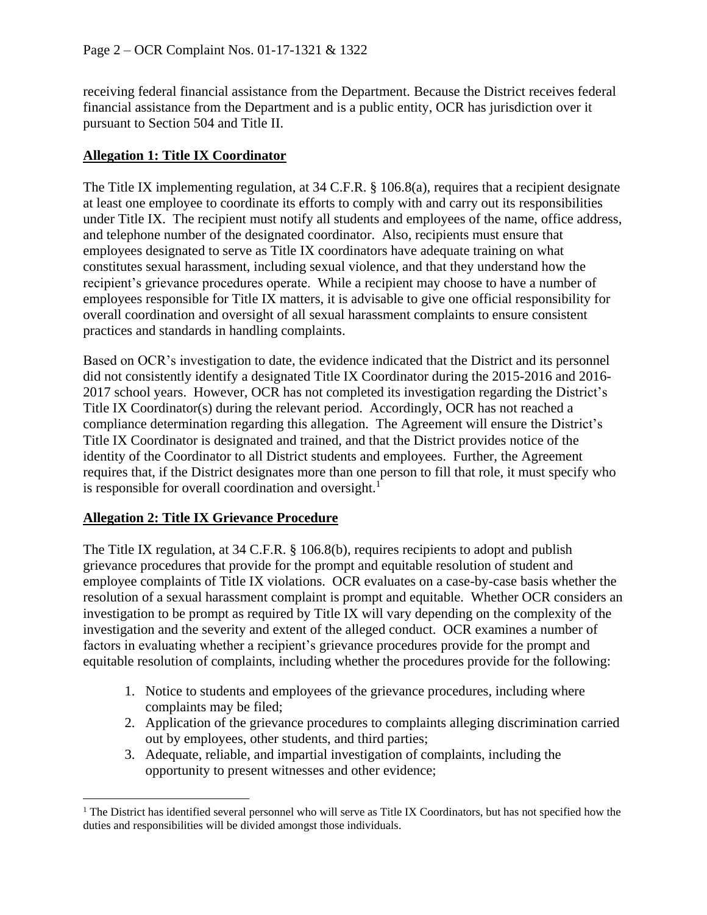receiving federal financial assistance from the Department. Because the District receives federal financial assistance from the Department and is a public entity, OCR has jurisdiction over it pursuant to Section 504 and Title II.

## Allegation 1: Title IX Coordinator

The Title IX implementing regulation, at 34 C.F.R. § 106.8(a), requires that a recipient designate at least one employee to coordinate its efforts to comply with and carry out its responsibilities under Title IX. The recipient must notify all students and employees of the name, office address, and telephone number of the designated coordinator. Also, recipients must ensure that employees designated to serve as Title IX coordinators have adequate training on what constitutes sexual harassment, including sexual violence, and that they understand how the recipient's grievance procedures operate. While a recipient may choose to have a number of employees responsible for Title IX matters, it is advisable to give one official responsibility for overall coordination and oversight of all sexual harassment complaints to ensure consistent practices and standards in handling complaints.

Based on OCR's investigation to date, the evidence indicated that the District and its personnel did not consistently identify a designated Title IX Coordinator during the 2015-2016 and 2016-2017 school years. However, OCR has not completed its investigation regarding the District's Title IX Coordinator(s) during the relevant period. Accordingly, OCR has not reached a compliance determination regarding this allegation. The Agreement will ensure the District's Title IX Coordinator is designated and trained, and that the District provides notice of the identity of the Coordinator to all District students and employees. Further, the Agreement requires that, if the District designates more than one person to fill that role, it must specify who is responsible for overall coordination and oversight.[1]

## Allegation 2: Title IX Grievance Procedure

The Title IX regulation, at 34 C.F.R. § 106.8(b), requires recipients to adopt and publish grievance procedures that provide for the prompt and equitable resolution of student and employee complaints of Title IX violations. OCR evaluates on a case-by-case basis whether the resolution of a sexual harassment complaint is prompt and equitable. Whether OCR considers an investigation to be prompt as required by Title IX will vary depending on the complexity of the investigation and the severity and extent of the alleged conduct. OCR examines a number of factors in evaluating whether a recipient's grievance procedures provide for the prompt and equitable resolution of complaints, including whether the procedures provide for the following:

1. Notice to students and employees of the grievance procedures, including where complaints may be filed;
2. Application of the grievance procedures to complaints alleging discrimination carried out by employees, other students, and third parties;
3. Adequate, reliable, and impartial investigation of complaints, including the opportunity to present witnesses and other evidence;

---

[1] The District has identified several personnel who will serve as Title IX Coordinators, but has not specified how the duties and responsibilities will be divided amongst those individuals.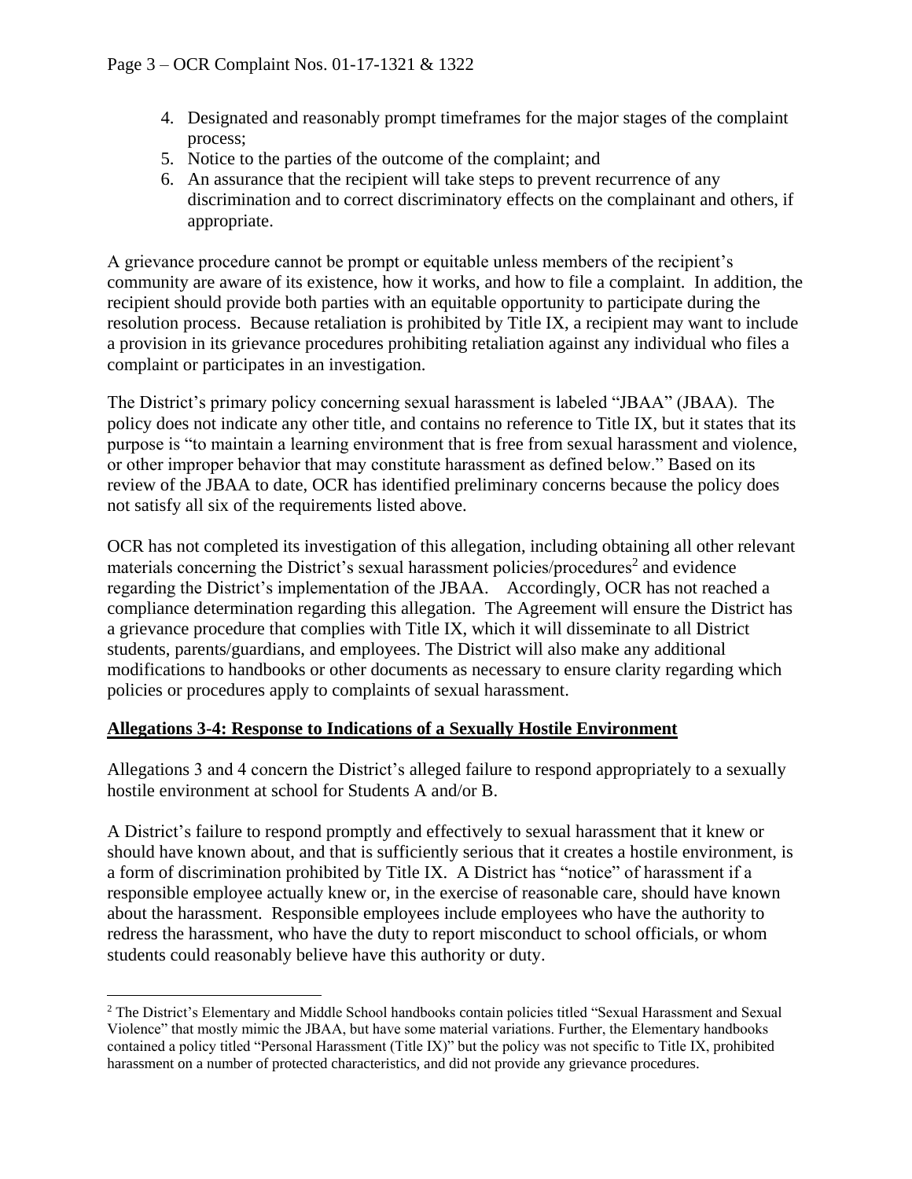4. Designated and reasonably prompt timeframes for the major stages of the complaint process;
5. Notice to the parties of the outcome of the complaint; and
6. An assurance that the recipient will take steps to prevent recurrence of any discrimination and to correct discriminatory effects on the complainant and others, if appropriate.

A grievance procedure cannot be prompt or equitable unless members of the recipient's community are aware of its existence, how it works, and how to file a complaint. In addition, the recipient should provide both parties with an equitable opportunity to participate during the resolution process. Because retaliation is prohibited by Title IX, a recipient may want to include a provision in its grievance procedures prohibiting retaliation against any individual who files a complaint or participates in an investigation.

The District's primary policy concerning sexual harassment is labeled "JBAA" (JBAA). The policy does not indicate any other title, and contains no reference to Title IX, but it states that its purpose is "to maintain a learning environment that is free from sexual harassment and violence, or other improper behavior that may constitute harassment as defined below." Based on its review of the JBAA to date, OCR has identified preliminary concerns because the policy does not satisfy all six of the requirements listed above.

OCR has not completed its investigation of this allegation, including obtaining all other relevant materials concerning the District's sexual harassment policies/procedures[2] and evidence regarding the District's implementation of the JBAA. Accordingly, OCR has not reached a compliance determination regarding this allegation. The Agreement will ensure the District has a grievance procedure that complies with Title IX, which it will disseminate to all District students, parents/guardians, and employees. The District will also make any additional modifications to handbooks or other documents as necessary to ensure clarity regarding which policies or procedures apply to complaints of sexual harassment.

## Allegations 3-4: Response to Indications of a Sexually Hostile Environment

Allegations 3 and 4 concern the District's alleged failure to respond appropriately to a sexually hostile environment at school for Students A and/or B.

A District's failure to respond promptly and effectively to sexual harassment that it knew or should have known about, and that is sufficiently serious that it creates a hostile environment, is a form of discrimination prohibited by Title IX. A District has "notice" of harassment if a responsible employee actually knew or, in the exercise of reasonable care, should have known about the harassment. Responsible employees include employees who have the authority to redress the harassment, who have the duty to report misconduct to school officials, or whom students could reasonably believe have this authority or duty.

[2] The District's Elementary and Middle School handbooks contain policies titled "Sexual Harassment and Sexual Violence" that mostly mimic the JBAA, but have some material variations. Further, the Elementary handbooks contained a policy titled "Personal Harassment (Title IX)" but the policy was not specific to Title IX, prohibited harassment on a number of protected characteristics, and did not provide any grievance procedures.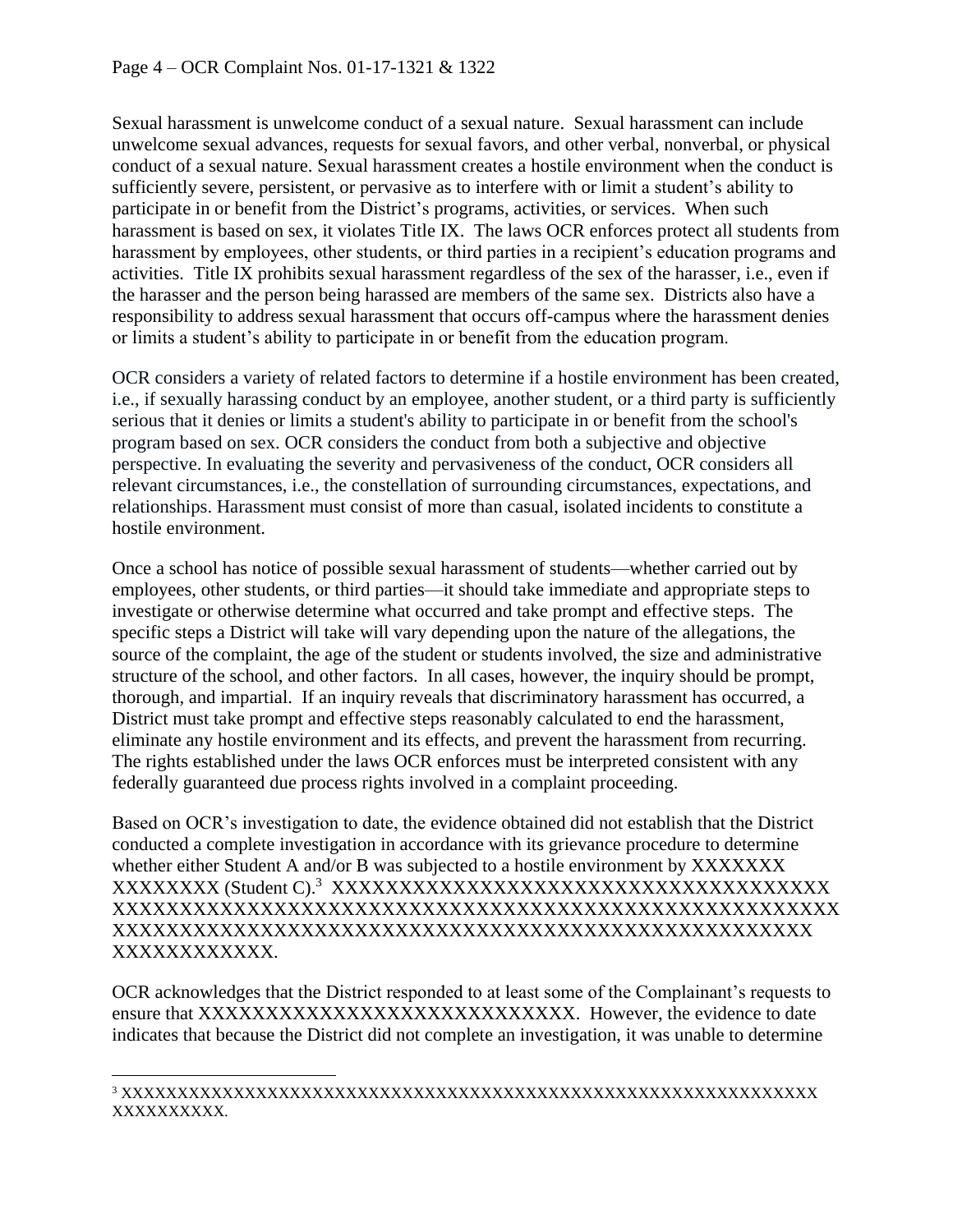Sexual harassment is unwelcome conduct of a sexual nature. Sexual harassment can include unwelcome sexual advances, requests for sexual favors, and other verbal, nonverbal, or physical conduct of a sexual nature. Sexual harassment creates a hostile environment when the conduct is sufficiently severe, persistent, or pervasive as to interfere with or limit a student's ability to participate in or benefit from the District's programs, activities, or services. When such harassment is based on sex, it violates Title IX. The laws OCR enforces protect all students from harassment by employees, other students, or third parties in a recipient's education programs and activities. Title IX prohibits sexual harassment regardless of the sex of the harasser, i.e., even if the harasser and the person being harassed are members of the same sex. Districts also have a responsibility to address sexual harassment that occurs off-campus where the harassment denies or limits a student's ability to participate in or benefit from the education program.

OCR considers a variety of related factors to determine if a hostile environment has been created, i.e., if sexually harassing conduct by an employee, another student, or a third party is sufficiently serious that it denies or limits a student's ability to participate in or benefit from the school's program based on sex. OCR considers the conduct from both a subjective and objective perspective. In evaluating the severity and pervasiveness of the conduct, OCR considers all relevant circumstances, i.e., the constellation of surrounding circumstances, expectations, and relationships. Harassment must consist of more than casual, isolated incidents to constitute a hostile environment.

Once a school has notice of possible sexual harassment of students—whether carried out by employees, other students, or third parties—it should take immediate and appropriate steps to investigate or otherwise determine what occurred and take prompt and effective steps. The specific steps a District will take will vary depending upon the nature of the allegations, the source of the complaint, the age of the student or students involved, the size and administrative structure of the school, and other factors. In all cases, however, the inquiry should be prompt, thorough, and impartial. If an inquiry reveals that discriminatory harassment has occurred, a District must take prompt and effective steps reasonably calculated to end the harassment, eliminate any hostile environment and its effects, and prevent the harassment from recurring. The rights established under the laws OCR enforces must be interpreted consistent with any federally guaranteed due process rights involved in a complaint proceeding.

Based on OCR's investigation to date, the evidence obtained did not establish that the District conducted a complete investigation in accordance with its grievance procedure to determine whether either Student A and/or B was subjected to a hostile environment by XXXXXXX XXXXXXXX (Student C).[3] XXXXXXXXXXXXXXXXXXXXXXXXXXXXXXXXXXXXX XXXXXXXXXXXXXXXXXXXXXXXXXXXXXXXXXXXXXXXXXXXXXXXXXX XXXXXXXXXXXXXXXXXXXXXXXXXXXXXXXXXXXXXXXXXXXXXXXXX XXXXXXXXXXXX.

OCR acknowledges that the District responded to at least some of the Complainant's requests to ensure that XXXXXXXXXXXXXXXXXXXXXXXXXXXX. However, the evidence to date indicates that because the District did not complete an investigation, it was unable to determine

[3] XXXXXXXXXXXXXXXXXXXXXXXXXXXXXXXXXXXXXXXXXXXXXXXXXXXXXXXXXXXXXX XXXXXXXXXX.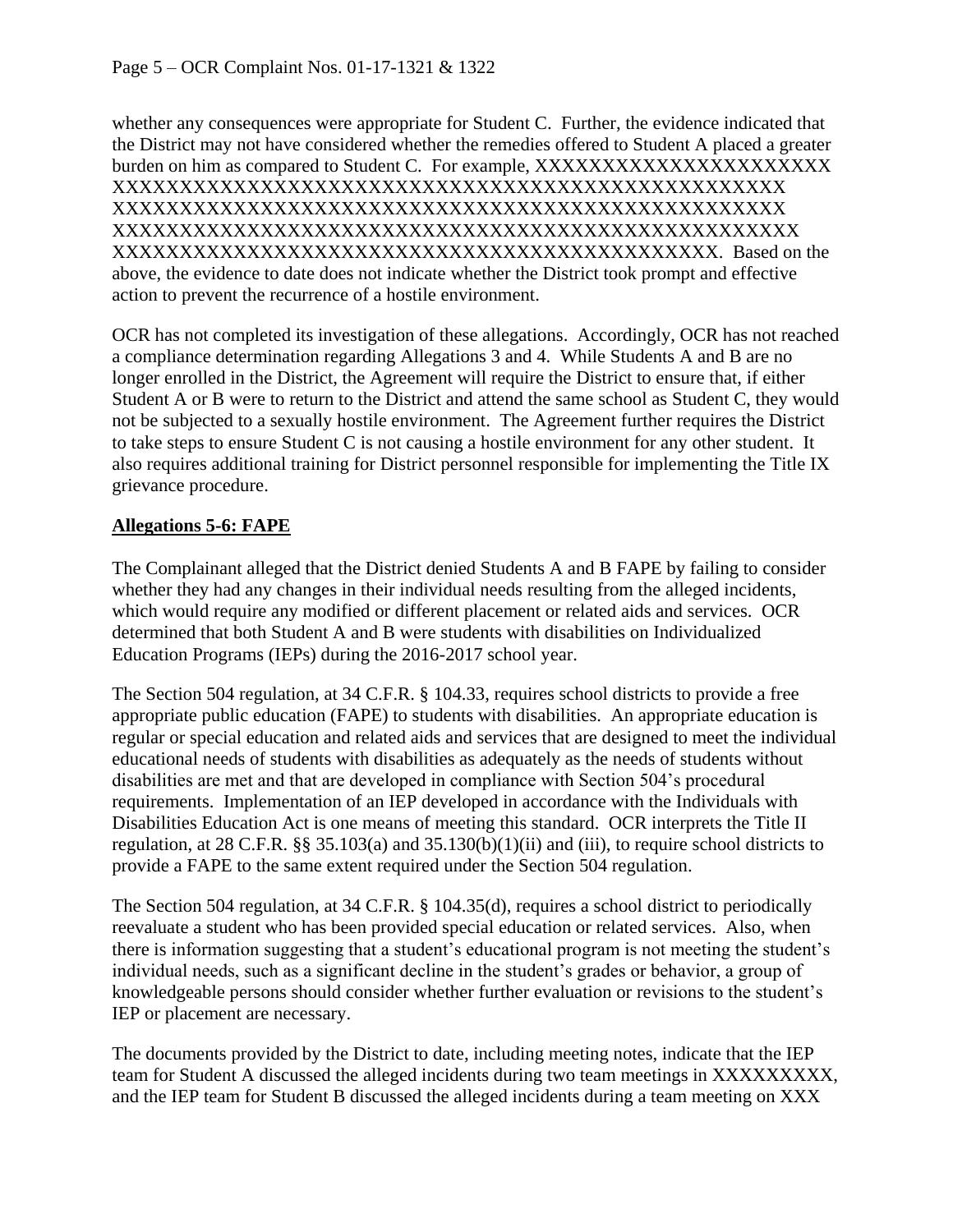whether any consequences were appropriate for Student C. Further, the evidence indicated that the District may not have considered whether the remedies offered to Student A placed a greater burden on him as compared to Student C. For example, XXXXXXXXXXXXXXXXXXXXXX XXXXXXXXXXXXXXXXXXXXXXXXXXXXXXXXXXXXXXXXXXXXXXXXX XXXXXXXXXXXXXXXXXXXXXXXXXXXXXXXXXXXXXXXXXXXXXXXXXX XXXXXXXXXXXXXXXXXXXXXXXXXXXXXXXXXXXXXXXXXXXXXXXXXXX XXXXXXXXXXXXXXXXXXXXXXXXXXXXXXXXXXXXXXXXXXXXXX. Based on the above, the evidence to date does not indicate whether the District took prompt and effective action to prevent the recurrence of a hostile environment.

OCR has not completed its investigation of these allegations. Accordingly, OCR has not reached a compliance determination regarding Allegations 3 and 4. While Students A and B are no longer enrolled in the District, the Agreement will require the District to ensure that, if either Student A or B were to return to the District and attend the same school as Student C, they would not be subjected to a sexually hostile environment. The Agreement further requires the District to take steps to ensure Student C is not causing a hostile environment for any other student. It also requires additional training for District personnel responsible for implementing the Title IX grievance procedure.

## Allegations 5-6: FAPE

The Complainant alleged that the District denied Students A and B FAPE by failing to consider whether they had any changes in their individual needs resulting from the alleged incidents, which would require any modified or different placement or related aids and services. OCR determined that both Student A and B were students with disabilities on Individualized Education Programs (IEPs) during the 2016-2017 school year.

The Section 504 regulation, at 34 C.F.R. § 104.33, requires school districts to provide a free appropriate public education (FAPE) to students with disabilities. An appropriate education is regular or special education and related aids and services that are designed to meet the individual educational needs of students with disabilities as adequately as the needs of students without disabilities are met and that are developed in compliance with Section 504's procedural requirements. Implementation of an IEP developed in accordance with the Individuals with Disabilities Education Act is one means of meeting this standard. OCR interprets the Title II regulation, at 28 C.F.R. §§ 35.103(a) and 35.130(b)(1)(ii) and (iii), to require school districts to provide a FAPE to the same extent required under the Section 504 regulation.

The Section 504 regulation, at 34 C.F.R. § 104.35(d), requires a school district to periodically reevaluate a student who has been provided special education or related services. Also, when there is information suggesting that a student's educational program is not meeting the student's individual needs, such as a significant decline in the student's grades or behavior, a group of knowledgeable persons should consider whether further evaluation or revisions to the student's IEP or placement are necessary.

The documents provided by the District to date, including meeting notes, indicate that the IEP team for Student A discussed the alleged incidents during two team meetings in XXXXXXXXX, and the IEP team for Student B discussed the alleged incidents during a team meeting on XXX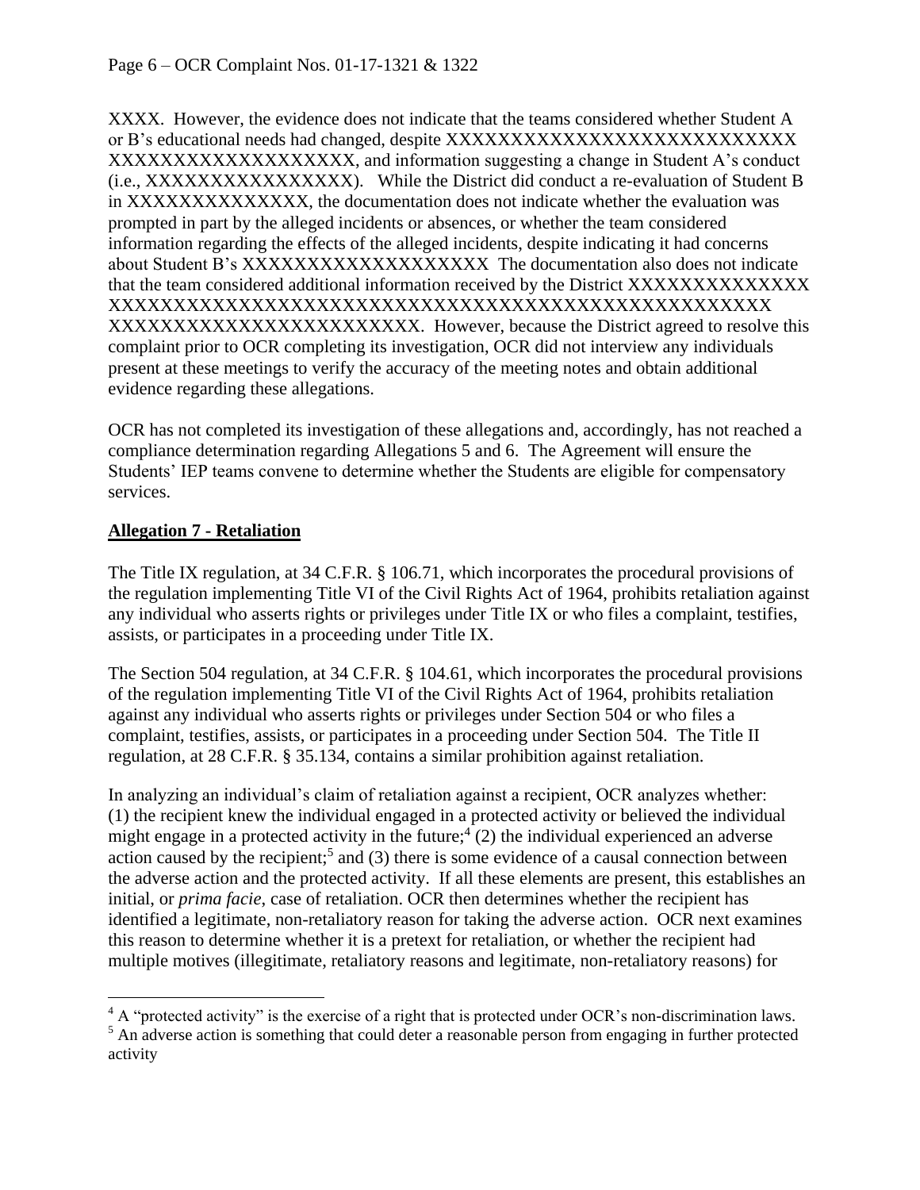XXXX. However, the evidence does not indicate that the teams considered whether Student A or B's educational needs had changed, despite XXXXXXXXXXXXXXXXXXXXXXXXXX XXXXXXXXXXXXXXXXXXX, and information suggesting a change in Student A's conduct (i.e., XXXXXXXXXXXXXXXX). While the District did conduct a re-evaluation of Student B in XXXXXXXXXXXXXX, the documentation does not indicate whether the evaluation was prompted in part by the alleged incidents or absences, or whether the team considered information regarding the effects of the alleged incidents, despite indicating it had concerns about Student B's XXXXXXXXXXXXXXXXXXX The documentation also does not indicate that the team considered additional information received by the District XXXXXXXXXXXXXX XXXXXXXXXXXXXXXXXXXXXXXXXXXXXXXXXXXXXXXXXXXXXXXXX XXXXXXXXXXXXXXXXXXXXXXXX. However, because the District agreed to resolve this complaint prior to OCR completing its investigation, OCR did not interview any individuals present at these meetings to verify the accuracy of the meeting notes and obtain additional evidence regarding these allegations.

OCR has not completed its investigation of these allegations and, accordingly, has not reached a compliance determination regarding Allegations 5 and 6. The Agreement will ensure the Students' IEP teams convene to determine whether the Students are eligible for compensatory services.

**Allegation 7 - Retaliation**

The Title IX regulation, at 34 C.F.R. § 106.71, which incorporates the procedural provisions of the regulation implementing Title VI of the Civil Rights Act of 1964, prohibits retaliation against any individual who asserts rights or privileges under Title IX or who files a complaint, testifies, assists, or participates in a proceeding under Title IX.

The Section 504 regulation, at 34 C.F.R. § 104.61, which incorporates the procedural provisions of the regulation implementing Title VI of the Civil Rights Act of 1964, prohibits retaliation against any individual who asserts rights or privileges under Section 504 or who files a complaint, testifies, assists, or participates in a proceeding under Section 504. The Title II regulation, at 28 C.F.R. § 35.134, contains a similar prohibition against retaliation.

In analyzing an individual's claim of retaliation against a recipient, OCR analyzes whether: (1) the recipient knew the individual engaged in a protected activity or believed the individual might engage in a protected activity in the future;[4] (2) the individual experienced an adverse action caused by the recipient;[5] and (3) there is some evidence of a causal connection between the adverse action and the protected activity. If all these elements are present, this establishes an initial, or *prima facie*, case of retaliation. OCR then determines whether the recipient has identified a legitimate, non-retaliatory reason for taking the adverse action. OCR next examines this reason to determine whether it is a pretext for retaliation, or whether the recipient had multiple motives (illegitimate, retaliatory reasons and legitimate, non-retaliatory reasons) for

---

[4] A "protected activity" is the exercise of a right that is protected under OCR's non-discrimination laws.

[5] An adverse action is something that could deter a reasonable person from engaging in further protected activity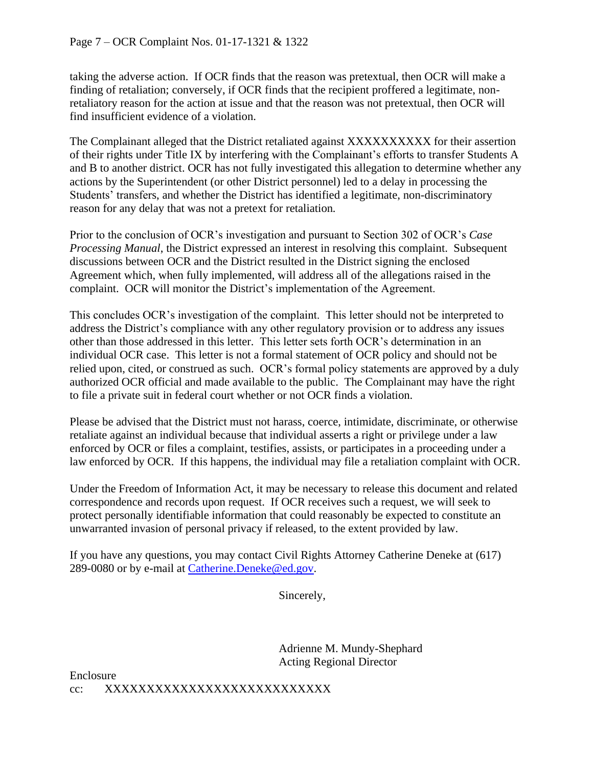taking the adverse action. If OCR finds that the reason was pretextual, then OCR will make a finding of retaliation; conversely, if OCR finds that the recipient proffered a legitimate, non-retaliatory reason for the action at issue and that the reason was not pretextual, then OCR will find insufficient evidence of a violation.

The Complainant alleged that the District retaliated against XXXXXXXXXX for their assertion of their rights under Title IX by interfering with the Complainant's efforts to transfer Students A and B to another district. OCR has not fully investigated this allegation to determine whether any actions by the Superintendent (or other District personnel) led to a delay in processing the Students' transfers, and whether the District has identified a legitimate, non-discriminatory reason for any delay that was not a pretext for retaliation.

Prior to the conclusion of OCR's investigation and pursuant to Section 302 of OCR's *Case Processing Manual*, the District expressed an interest in resolving this complaint. Subsequent discussions between OCR and the District resulted in the District signing the enclosed Agreement which, when fully implemented, will address all of the allegations raised in the complaint. OCR will monitor the District's implementation of the Agreement.

This concludes OCR's investigation of the complaint. This letter should not be interpreted to address the District's compliance with any other regulatory provision or to address any issues other than those addressed in this letter. This letter sets forth OCR's determination in an individual OCR case. This letter is not a formal statement of OCR policy and should not be relied upon, cited, or construed as such. OCR's formal policy statements are approved by a duly authorized OCR official and made available to the public. The Complainant may have the right to file a private suit in federal court whether or not OCR finds a violation.

Please be advised that the District must not harass, coerce, intimidate, discriminate, or otherwise retaliate against an individual because that individual asserts a right or privilege under a law enforced by OCR or files a complaint, testifies, assists, or participates in a proceeding under a law enforced by OCR. If this happens, the individual may file a retaliation complaint with OCR.

Under the Freedom of Information Act, it may be necessary to release this document and related correspondence and records upon request. If OCR receives such a request, we will seek to protect personally identifiable information that could reasonably be expected to constitute an unwarranted invasion of personal privacy if released, to the extent provided by law.

If you have any questions, you may contact Civil Rights Attorney Catherine Deneke at (617) 289-0080 or by e-mail at Catherine.Deneke@ed.gov.

Sincerely,

Adrienne M. Mundy-Shephard
Acting Regional Director

Enclosure

cc: XXXXXXXXXXXXXXXXXXXXXXXXXX